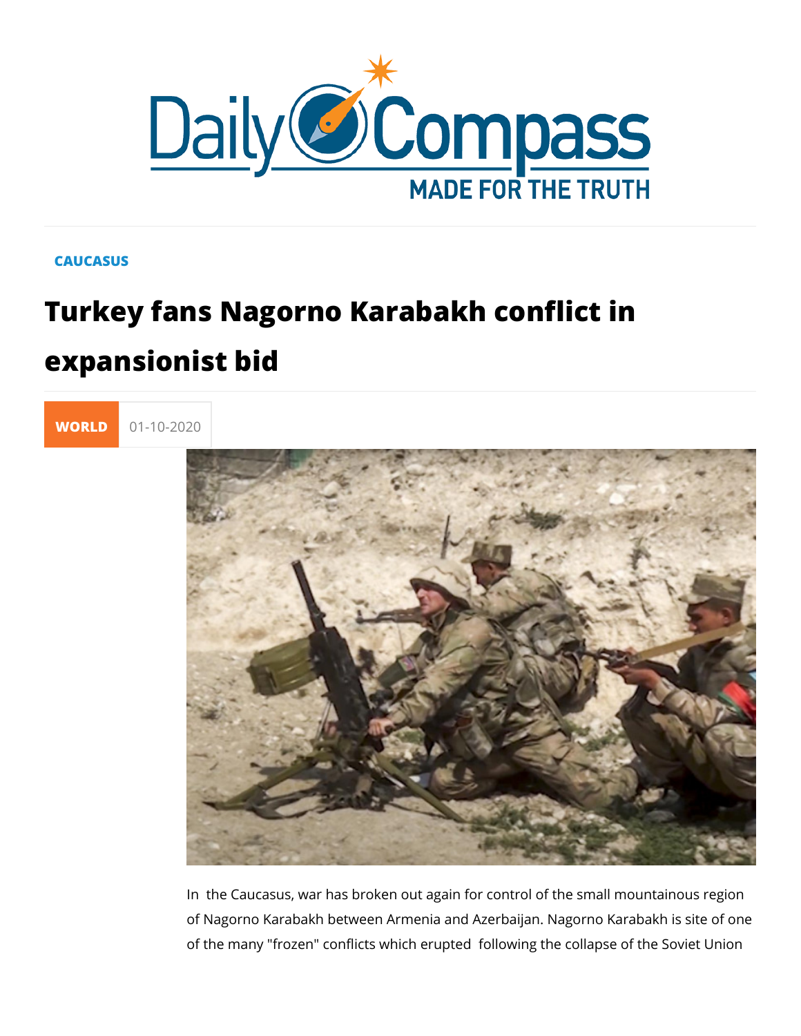CAUCASUS

# Turkey fans Nagorno Karabakh conflict in expansionist bid

WORLD 01-10-2020

In the Caucasus, war has broken out again for control of the small mountainous region of Nagorno Karabakh between Armenia and Azerbaijan. Nagorno Karabakh is site of one of the many "frozen" conflicts which erupted following the collapse of the Soviet Union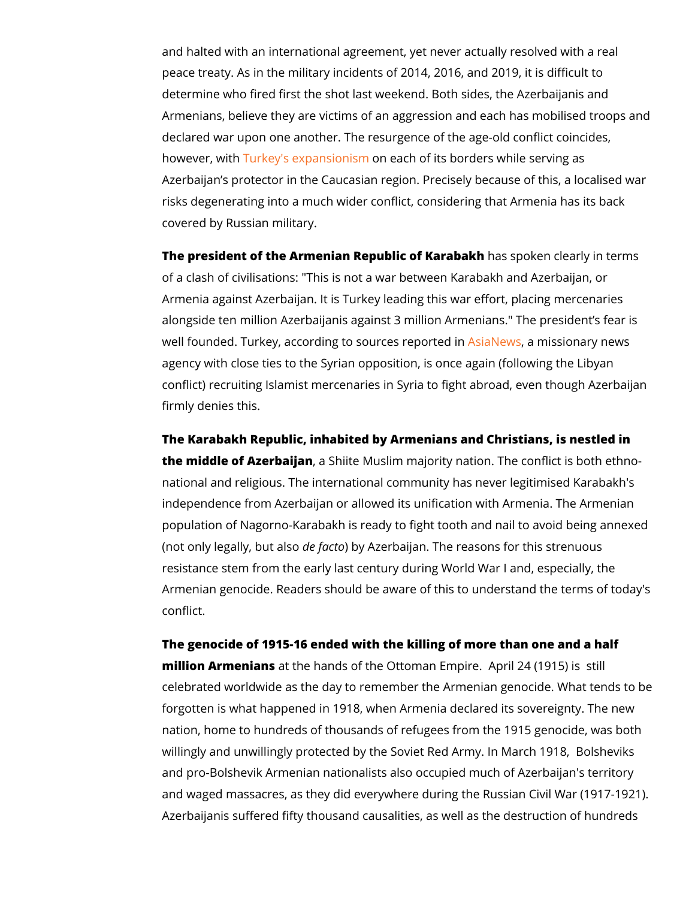and halted with an international agreement, yet never actually resolved with a real peace treaty. As in the military incidents of 2014, 2016, and 2019, it is difficult to determine who fired first the shot last weekend. Both sides, the Azerbaijanis and Armenians, believe they are victims of an aggression and each has mobilised troops and declared war upon one another. The resurgence of the age-old conflict coincides, however, with Turkey's expansionism on each of its borders while serving as Azerbaijan's protector in the Caucasian region. Precisely because of this, a localised war risks degenerating into a much wider conflict, considering that Armenia has its back covered by Russian military.

**The president of the Armenian Republic of Karabakh** has spoken clearly in terms of a clash of civilisations: "This is not a war between Karabakh and Azerbaijan, or Armenia against Azerbaijan. It is Turkey leading this war effort, placing mercenaries alongside ten million Azerbaijanis against 3 million Armenians." The president's fear is well founded. Turkey, according to sources reported in AsiaNews, a missionary news agency with close ties to the Syrian opposition, is once again (following the Libyan conflict) recruiting Islamist mercenaries in Syria to fight abroad, even though Azerbaijan firmly denies this.

**The Karabakh Republic, inhabited by Armenians and Christians, is nestled in the middle of Azerbaijan**, a Shiite Muslim majority nation. The conflict is both ethno-national and religious. The international community has never legitimised Karabakh's independence from Azerbaijan or allowed its unification with Armenia. The Armenian population of Nagorno-Karabakh is ready to fight tooth and nail to avoid being annexed (not only legally, but also *de facto*) by Azerbaijan. The reasons for this strenuous resistance stem from the early last century during World War I and, especially, the Armenian genocide. Readers should be aware of this to understand the terms of today's conflict.

**The genocide of 1915-16 ended with the killing of more than one and a half million Armenians** at the hands of the Ottoman Empire. April 24 (1915) is still celebrated worldwide as the day to remember the Armenian genocide. What tends to be forgotten is what happened in 1918, when Armenia declared its sovereignty. The new nation, home to hundreds of thousands of refugees from the 1915 genocide, was both willingly and unwillingly protected by the Soviet Red Army. In March 1918, Bolsheviks and pro-Bolshevik Armenian nationalists also occupied much of Azerbaijan's territory and waged massacres, as they did everywhere during the Russian Civil War (1917-1921). Azerbaijanis suffered fifty thousand causalities, as well as the destruction of hundreds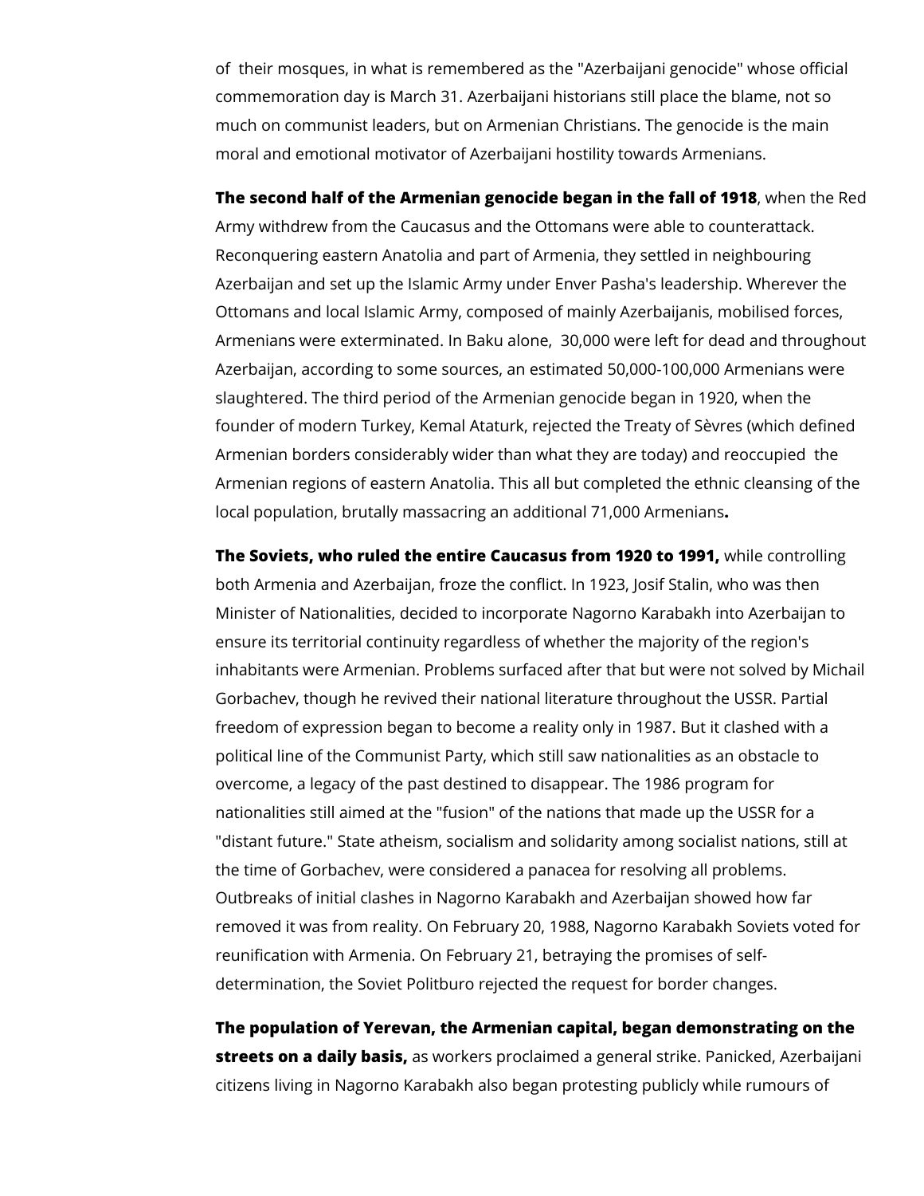of their mosques, in what is remembered as the "Azerbaijani genocide" whose official commemoration day is March 31. Azerbaijani historians still place the blame, not so much on communist leaders, but on Armenian Christians. The genocide is the main moral and emotional motivator of Azerbaijani hostility towards Armenians.

**The second half of the Armenian genocide began in the fall of 1918**, when the Red Army withdrew from the Caucasus and the Ottomans were able to counterattack. Reconquering eastern Anatolia and part of Armenia, they settled in neighbouring Azerbaijan and set up the Islamic Army under Enver Pasha's leadership. Wherever the Ottomans and local Islamic Army, composed of mainly Azerbaijanis, mobilised forces, Armenians were exterminated. In Baku alone, 30,000 were left for dead and throughout Azerbaijan, according to some sources, an estimated 50,000-100,000 Armenians were slaughtered. The third period of the Armenian genocide began in 1920, when the founder of modern Turkey, Kemal Ataturk, rejected the Treaty of Sèvres (which defined Armenian borders considerably wider than what they are today) and reoccupied the Armenian regions of eastern Anatolia. This all but completed the ethnic cleansing of the local population, brutally massacring an additional 71,000 Armenians**.**

**The Soviets, who ruled the entire Caucasus from 1920 to 1991,** while controlling both Armenia and Azerbaijan, froze the conflict. In 1923, Josif Stalin, who was then Minister of Nationalities, decided to incorporate Nagorno Karabakh into Azerbaijan to ensure its territorial continuity regardless of whether the majority of the region's inhabitants were Armenian. Problems surfaced after that but were not solved by Michail Gorbachev, though he revived their national literature throughout the USSR. Partial freedom of expression began to become a reality only in 1987. But it clashed with a political line of the Communist Party, which still saw nationalities as an obstacle to overcome, a legacy of the past destined to disappear. The 1986 program for nationalities still aimed at the "fusion" of the nations that made up the USSR for a "distant future." State atheism, socialism and solidarity among socialist nations, still at the time of Gorbachev, were considered a panacea for resolving all problems. Outbreaks of initial clashes in Nagorno Karabakh and Azerbaijan showed how far removed it was from reality. On February 20, 1988, Nagorno Karabakh Soviets voted for reunification with Armenia. On February 21, betraying the promises of self-determination, the Soviet Politburo rejected the request for border changes.

**The population of Yerevan, the Armenian capital, began demonstrating on the streets on a daily basis,** as workers proclaimed a general strike. Panicked, Azerbaijani citizens living in Nagorno Karabakh also began protesting publicly while rumours of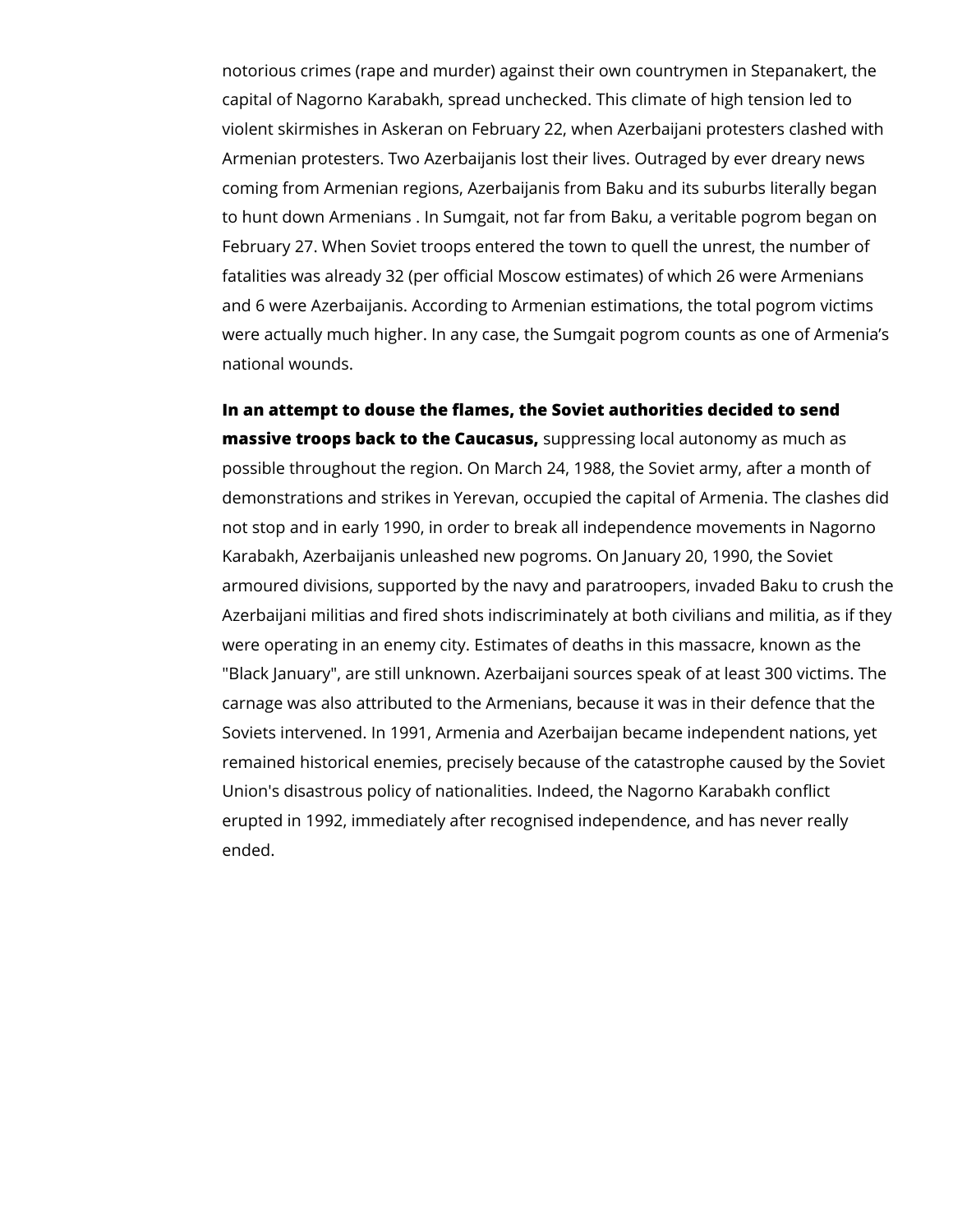notorious crimes (rape and murder) against their own countrymen in Stepanakert, the capital of Nagorno Karabakh, spread unchecked. This climate of high tension led to violent skirmishes in Askeran on February 22, when Azerbaijani protesters clashed with Armenian protesters. Two Azerbaijanis lost their lives. Outraged by ever dreary news coming from Armenian regions, Azerbaijanis from Baku and its suburbs literally began to hunt down Armenians . In Sumgait, not far from Baku, a veritable pogrom began on February 27. When Soviet troops entered the town to quell the unrest, the number of fatalities was already 32 (per official Moscow estimates) of which 26 were Armenians and 6 were Azerbaijanis. According to Armenian estimations, the total pogrom victims were actually much higher. In any case, the Sumgait pogrom counts as one of Armenia's national wounds.

**In an attempt to douse the flames, the Soviet authorities decided to send massive troops back to the Caucasus,** suppressing local autonomy as much as possible throughout the region. On March 24, 1988, the Soviet army, after a month of demonstrations and strikes in Yerevan, occupied the capital of Armenia. The clashes did not stop and in early 1990, in order to break all independence movements in Nagorno Karabakh, Azerbaijanis unleashed new pogroms. On January 20, 1990, the Soviet armoured divisions, supported by the navy and paratroopers, invaded Baku to crush the Azerbaijani militias and fired shots indiscriminately at both civilians and militia, as if they were operating in an enemy city. Estimates of deaths in this massacre, known as the "Black January", are still unknown. Azerbaijani sources speak of at least 300 victims. The carnage was also attributed to the Armenians, because it was in their defence that the Soviets intervened. In 1991, Armenia and Azerbaijan became independent nations, yet remained historical enemies, precisely because of the catastrophe caused by the Soviet Union's disastrous policy of nationalities. Indeed, the Nagorno Karabakh conflict erupted in 1992, immediately after recognised independence, and has never really ended.